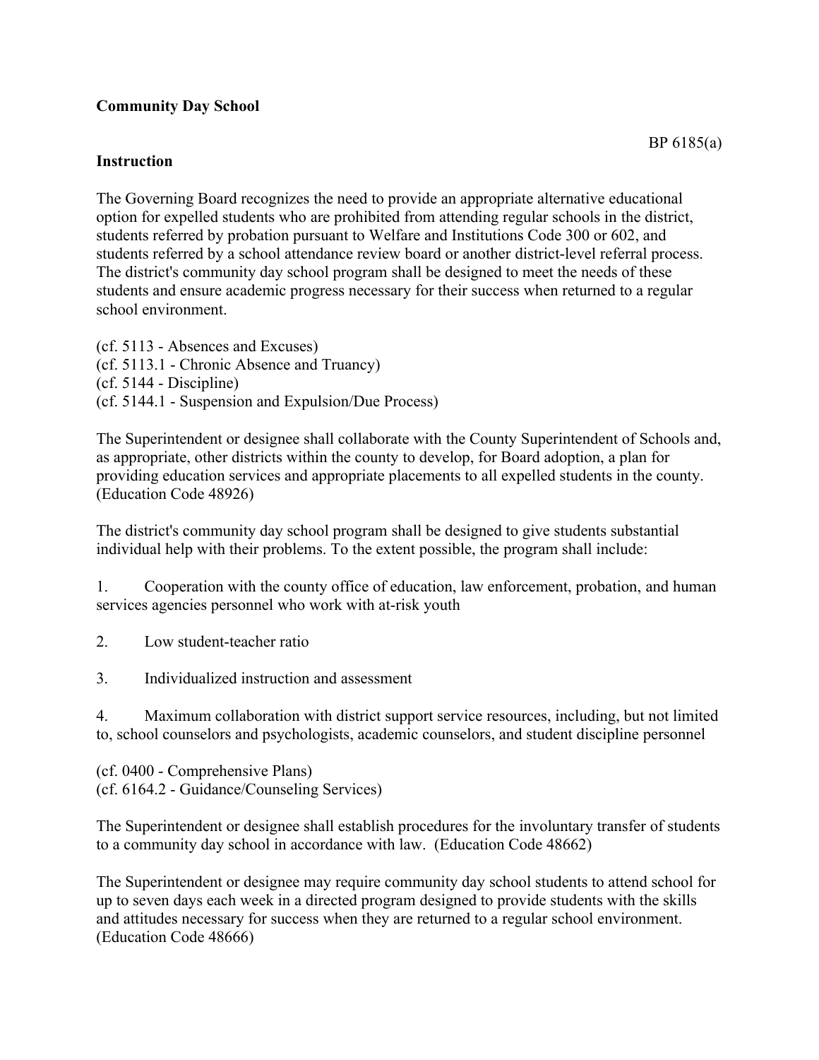**Community Day School**

BP 6185(a)

**Instruction**

The Governing Board recognizes the need to provide an appropriate alternative educational option for expelled students who are prohibited from attending regular schools in the district, students referred by probation pursuant to Welfare and Institutions Code 300 or 602, and students referred by a school attendance review board or another district-level referral process. The district's community day school program shall be designed to meet the needs of these students and ensure academic progress necessary for their success when returned to a regular school environment.

(cf. 5113 - Absences and Excuses)
(cf. 5113.1 - Chronic Absence and Truancy)
(cf. 5144 - Discipline)
(cf. 5144.1 - Suspension and Expulsion/Due Process)

The Superintendent or designee shall collaborate with the County Superintendent of Schools and, as appropriate, other districts within the county to develop, for Board adoption, a plan for providing education services and appropriate placements to all expelled students in the county. (Education Code 48926)

The district's community day school program shall be designed to give students substantial individual help with their problems. To the extent possible, the program shall include:

1. Cooperation with the county office of education, law enforcement, probation, and human services agencies personnel who work with at-risk youth

2. Low student-teacher ratio

3. Individualized instruction and assessment

4. Maximum collaboration with district support service resources, including, but not limited to, school counselors and psychologists, academic counselors, and student discipline personnel

(cf. 0400 - Comprehensive Plans)
(cf. 6164.2 - Guidance/Counseling Services)

The Superintendent or designee shall establish procedures for the involuntary transfer of students to a community day school in accordance with law. (Education Code 48662)

The Superintendent or designee may require community day school students to attend school for up to seven days each week in a directed program designed to provide students with the skills and attitudes necessary for success when they are returned to a regular school environment. (Education Code 48666)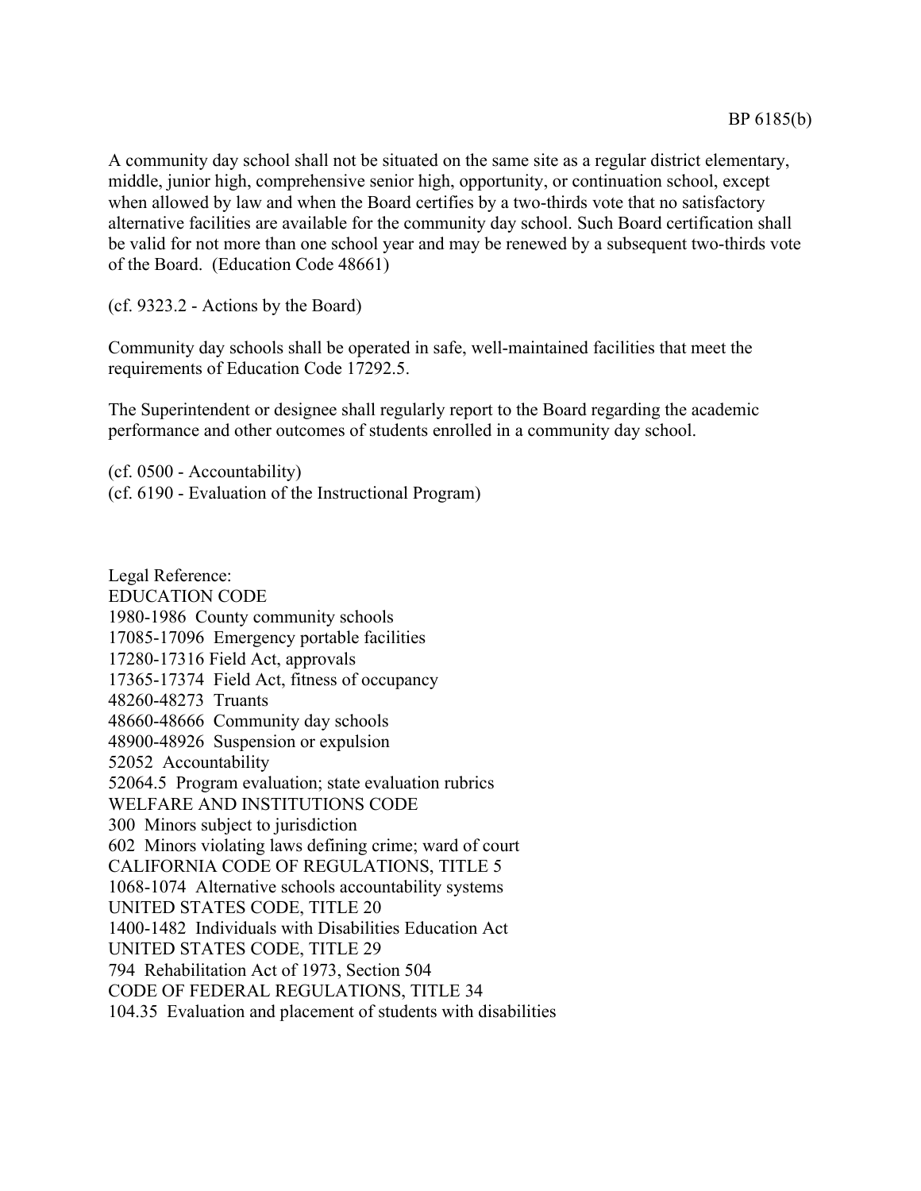A community day school shall not be situated on the same site as a regular district elementary, middle, junior high, comprehensive senior high, opportunity, or continuation school, except when allowed by law and when the Board certifies by a two-thirds vote that no satisfactory alternative facilities are available for the community day school. Such Board certification shall be valid for not more than one school year and may be renewed by a subsequent two-thirds vote of the Board. (Education Code 48661)

(cf. 9323.2 - Actions by the Board)

Community day schools shall be operated in safe, well-maintained facilities that meet the requirements of Education Code 17292.5.

The Superintendent or designee shall regularly report to the Board regarding the academic performance and other outcomes of students enrolled in a community day school.

(cf. 0500 - Accountability)
(cf. 6190 - Evaluation of the Instructional Program)

Legal Reference:
EDUCATION CODE
1980-1986 County community schools
17085-17096 Emergency portable facilities
17280-17316 Field Act, approvals
17365-17374 Field Act, fitness of occupancy
48260-48273 Truants
48660-48666 Community day schools
48900-48926 Suspension or expulsion
52052 Accountability
52064.5 Program evaluation; state evaluation rubrics
WELFARE AND INSTITUTIONS CODE
300 Minors subject to jurisdiction
602 Minors violating laws defining crime; ward of court
CALIFORNIA CODE OF REGULATIONS, TITLE 5
1068-1074 Alternative schools accountability systems
UNITED STATES CODE, TITLE 20
1400-1482 Individuals with Disabilities Education Act
UNITED STATES CODE, TITLE 29
794 Rehabilitation Act of 1973, Section 504
CODE OF FEDERAL REGULATIONS, TITLE 34
104.35 Evaluation and placement of students with disabilities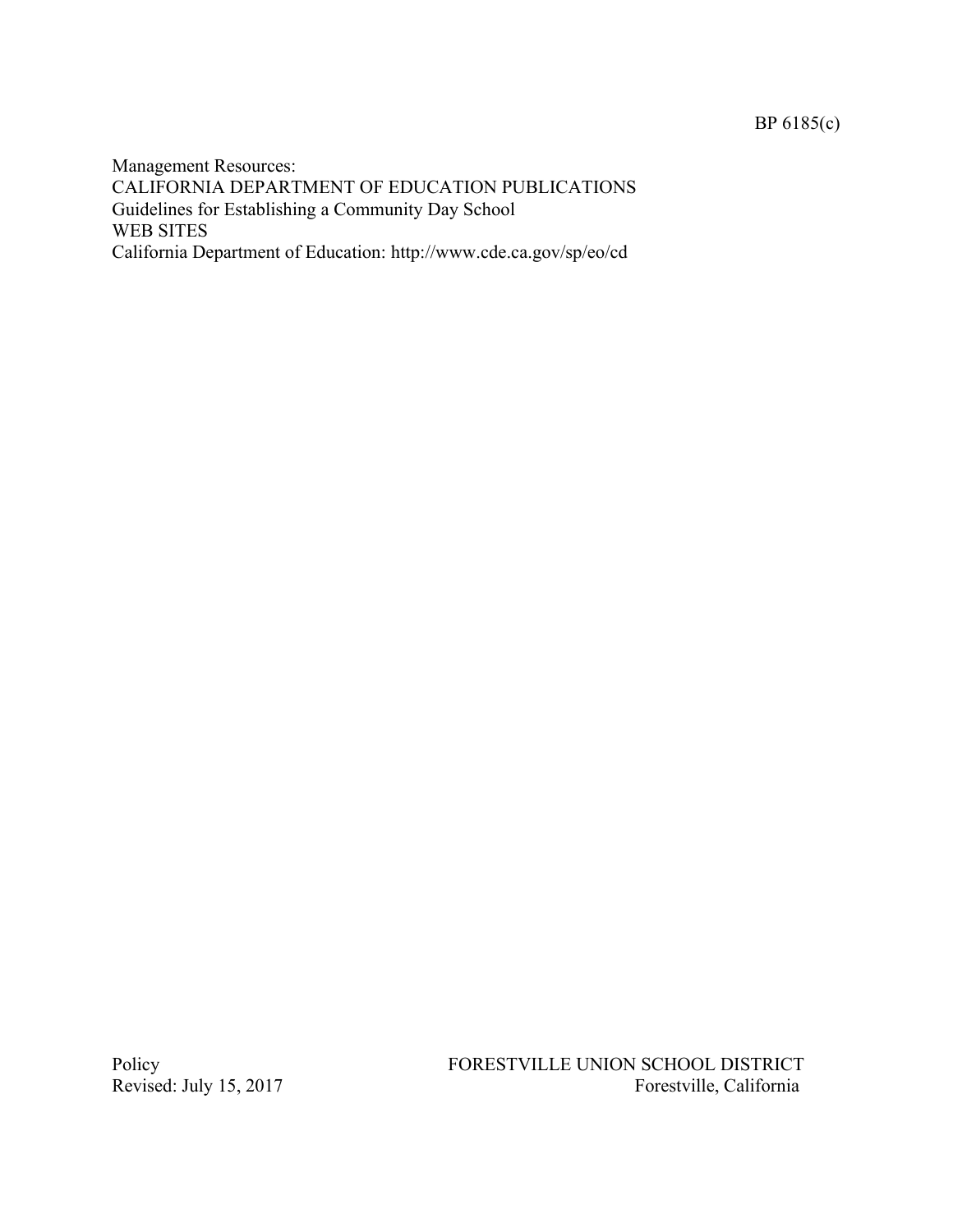Management Resources:

CALIFORNIA DEPARTMENT OF EDUCATION PUBLICATIONS

Guidelines for Establishing a Community Day School

WEB SITES

California Department of Education: http://www.cde.ca.gov/sp/eo/cd

Policy
Revised: July 15, 2017

FORESTVILLE UNION SCHOOL DISTRICT
Forestville, California